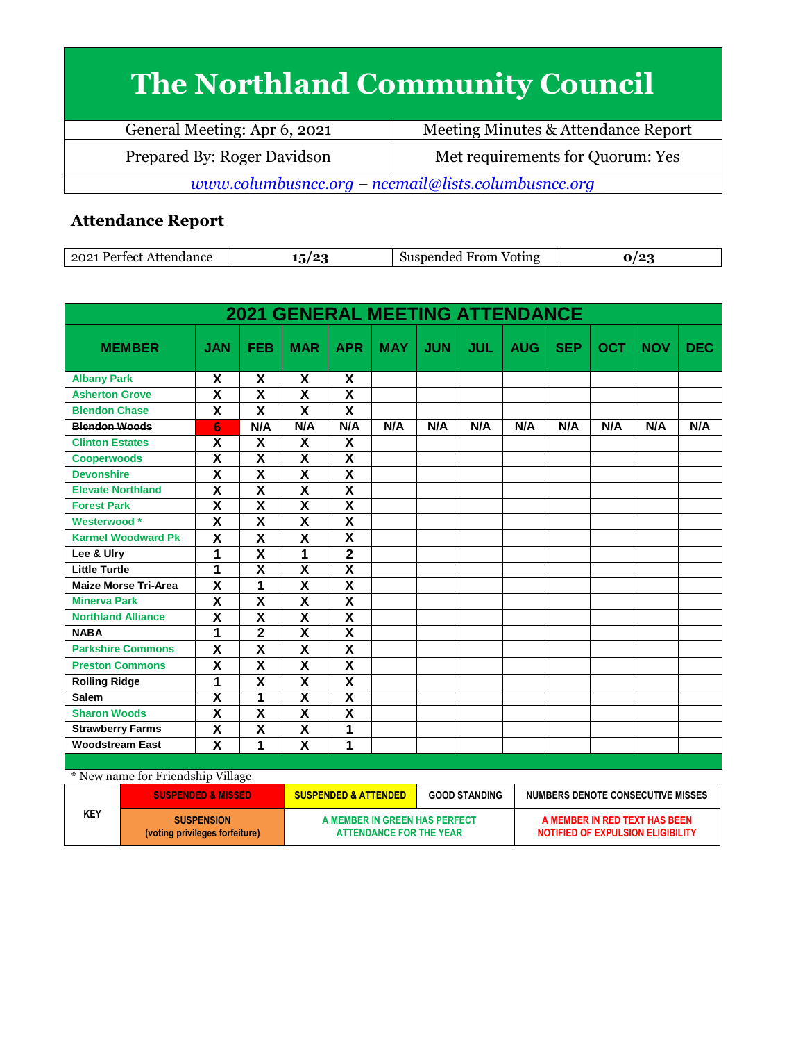# The Northland Community Council

| General Meeting: Apr 6, 2021 | Meeting Minutes & Attendance Report |
|---|---|
| Prepared By: Roger Davidson | Met requirements for Quorum: Yes |

*www.columbusncc.org – nccmail@lists.columbusncc.org*

## Attendance Report

| 2021 Perfect Attendance | 15/23 | Suspended From Voting | 0/23 |
|---|---|---|---|

**2021 GENERAL MEETING ATTENDANCE**

| MEMBER | JAN | FEB | MAR | APR | MAY | JUN | JUL | AUG | SEP | OCT | NOV | DEC |
|---|---|---|---|---|---|---|---|---|---|---|---|---|
| Albany Park | X | X | X | X | | | | | | | | |
| Asherton Grove | X | X | X | X | | | | | | | | |
| Blendon Chase | X | X | X | X | | | | | | | | |
| ~~Blendon Woods~~ | 6 | N/A | N/A | N/A | N/A | N/A | N/A | N/A | N/A | N/A | N/A | N/A |
| Clinton Estates | X | X | X | X | | | | | | | | |
| Cooperwoods | X | X | X | X | | | | | | | | |
| Devonshire | X | X | X | X | | | | | | | | |
| Elevate Northland | X | X | X | X | | | | | | | | |
| Forest Park | X | X | X | X | | | | | | | | |
| Westerwood * | X | X | X | X | | | | | | | | |
| Karmel Woodward Pk | X | X | X | X | | | | | | | | |
| Lee & Ulry | 1 | X | 1 | 2 | | | | | | | | |
| Little Turtle | 1 | X | X | X | | | | | | | | |
| Maize Morse Tri-Area | X | 1 | X | X | | | | | | | | |
| Minerva Park | X | X | X | X | | | | | | | | |
| Northland Alliance | X | X | X | X | | | | | | | | |
| NABA | 1 | 2 | X | X | | | | | | | | |
| Parkshire Commons | X | X | X | X | | | | | | | | |
| Preston Commons | X | X | X | X | | | | | | | | |
| Rolling Ridge | 1 | X | X | X | | | | | | | | |
| Salem | X | 1 | X | X | | | | | | | | |
| Sharon Woods | X | X | X | X | | | | | | | | |
| Strawberry Farms | X | X | X | 1 | | | | | | | | |
| Woodstream East | X | 1 | X | 1 | | | | | | | | |

\* New name for Friendship Village

| KEY | SUSPENDED & MISSED | SUSPENDED & ATTENDED | GOOD STANDING | NUMBERS DENOTE CONSECUTIVE MISSES |
|---|---|---|---|---|
| | SUSPENSION (voting privileges forfeiture) | A MEMBER IN GREEN HAS PERFECT ATTENDANCE FOR THE YEAR | | A MEMBER IN RED TEXT HAS BEEN NOTIFIED OF EXPULSION ELIGIBILITY |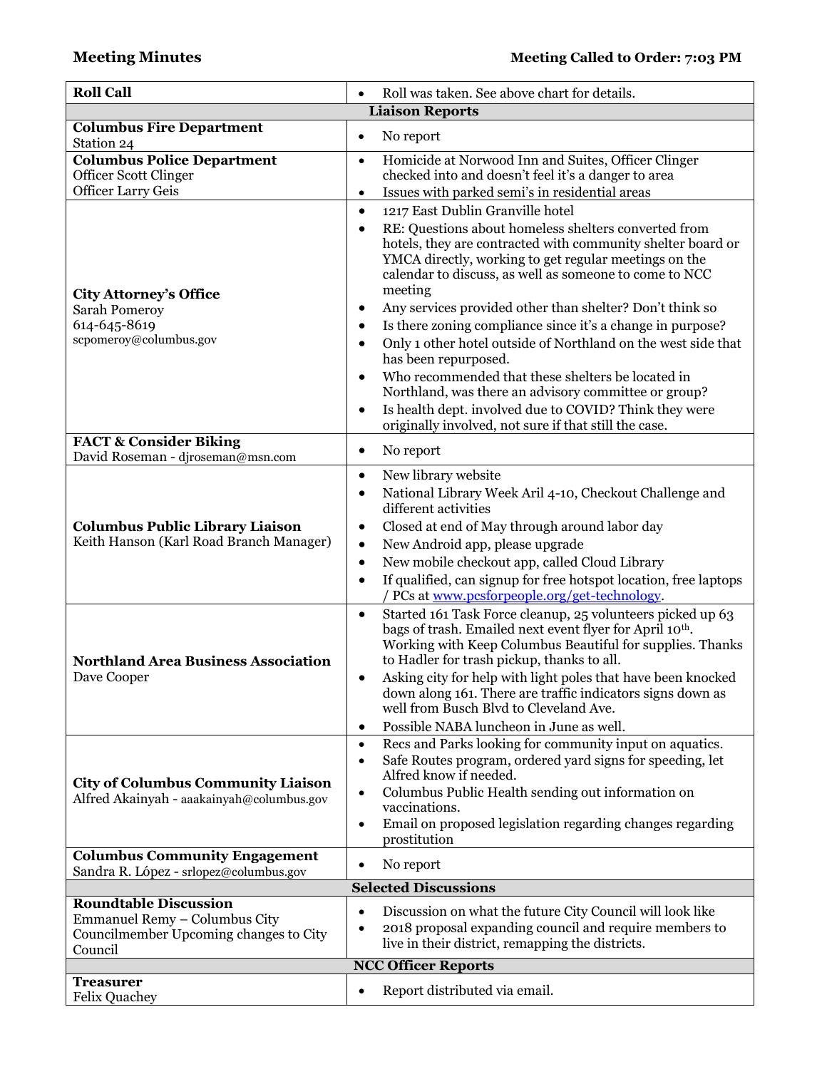**Meeting Minutes** **Meeting Called to Order: 7:03 PM**

| **Roll Call** | • Roll was taken. See above chart for details. |
|---|---|
| **Liaison Reports** | |
| **Columbus Fire Department**<br>Station 24 | • No report |
| **Columbus Police Department**<br>Officer Scott Clinger<br>Officer Larry Geis | • Homicide at Norwood Inn and Suites, Officer Clinger checked into and doesn't feel it's a danger to area<br>• Issues with parked semi's in residential areas |
| **City Attorney's Office**<br>Sarah Pomeroy<br>614-645-8619<br>scpomeroy@columbus.gov | • 1217 East Dublin Granville hotel<br>• RE: Questions about homeless shelters converted from hotels, they are contracted with community shelter board or YMCA directly, working to get regular meetings on the calendar to discuss, as well as someone to come to NCC meeting<br>• Any services provided other than shelter? Don't think so<br>• Is there zoning compliance since it's a change in purpose?<br>• Only 1 other hotel outside of Northland on the west side that has been repurposed.<br>• Who recommended that these shelters be located in Northland, was there an advisory committee or group?<br>• Is health dept. involved due to COVID? Think they were originally involved, not sure if that still the case. |
| **FACT & Consider Biking**<br>David Roseman - djroseman@msn.com | • No report |
| **Columbus Public Library Liaison**<br>Keith Hanson (Karl Road Branch Manager) | • New library website<br>• National Library Week Aril 4-10, Checkout Challenge and different activities<br>• Closed at end of May through around labor day<br>• New Android app, please upgrade<br>• New mobile checkout app, called Cloud Library<br>• If qualified, can signup for free hotspot location, free laptops / PCs at www.pcsforpeople.org/get-technology. |
| **Northland Area Business Association**<br>Dave Cooper | • Started 161 Task Force cleanup, 25 volunteers picked up 63 bags of trash. Emailed next event flyer for April 10th. Working with Keep Columbus Beautiful for supplies. Thanks to Hadler for trash pickup, thanks to all.<br>• Asking city for help with light poles that have been knocked down along 161. There are traffic indicators signs down as well from Busch Blvd to Cleveland Ave.<br>• Possible NABA luncheon in June as well. |
| **City of Columbus Community Liaison**<br>Alfred Akainyah - aaakainyah@columbus.gov | • Recs and Parks looking for community input on aquatics.<br>• Safe Routes program, ordered yard signs for speeding, let Alfred know if needed.<br>• Columbus Public Health sending out information on vaccinations.<br>• Email on proposed legislation regarding changes regarding prostitution |
| **Columbus Community Engagement**<br>Sandra R. López - srlopez@columbus.gov | • No report |
| **Selected Discussions** | |
| **Roundtable Discussion**<br>Emmanuel Remy – Columbus City Councilmember Upcoming changes to City Council | • Discussion on what the future City Council will look like<br>• 2018 proposal expanding council and require members to live in their district, remapping the districts. |
| **NCC Officer Reports** | |
| **Treasurer**<br>Felix Quachey | • Report distributed via email. |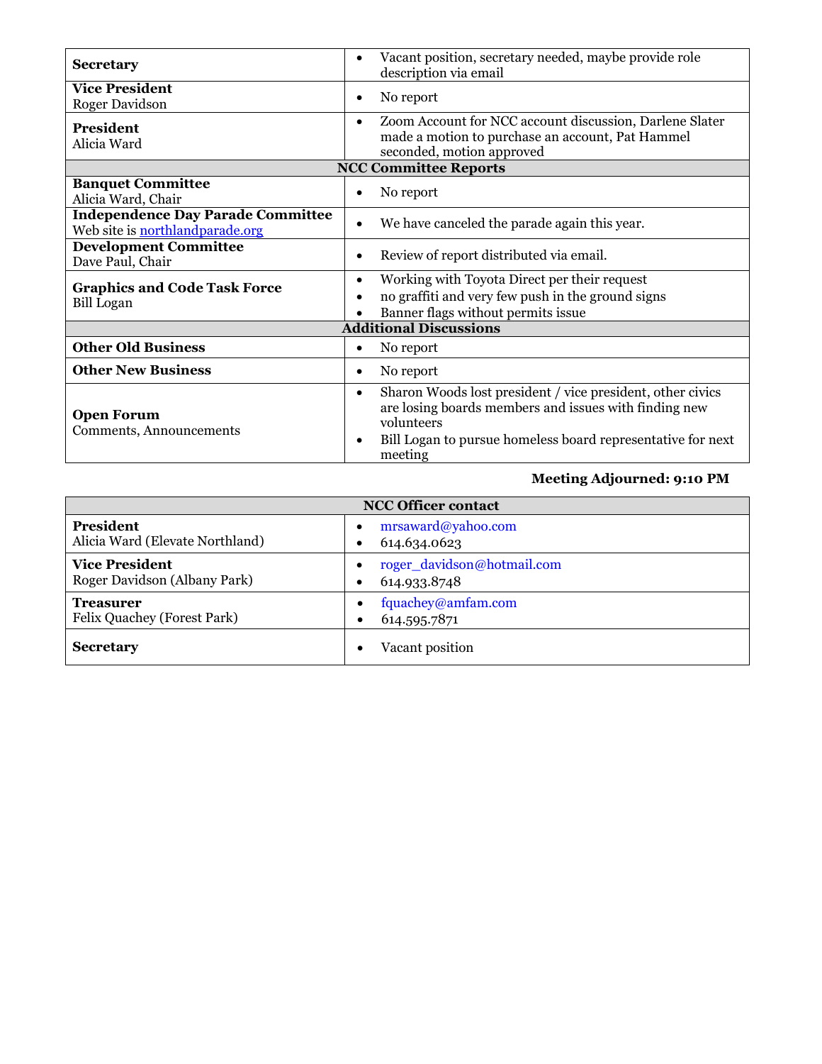| | |
|---|---|
| **Secretary** | • Vacant position, secretary needed, maybe provide role description via email |
| **Vice President**<br>Roger Davidson | • No report |
| **President**<br>Alicia Ward | • Zoom Account for NCC account discussion, Darlene Slater made a motion to purchase an account, Pat Hammel seconded, motion approved |
| **NCC Committee Reports** | |
| **Banquet Committee**<br>Alicia Ward, Chair | • No report |
| **Independence Day Parade Committee**<br>Web site is [northlandparade.org](northlandparade.org) | • We have canceled the parade again this year. |
| **Development Committee**<br>Dave Paul, Chair | • Review of report distributed via email. |
| **Graphics and Code Task Force**<br>Bill Logan | • Working with Toyota Direct per their request<br>• no graffiti and very few push in the ground signs<br>• Banner flags without permits issue |
| **Additional Discussions** | |
| **Other Old Business** | • No report |
| **Other New Business** | • No report |
| **Open Forum**<br>Comments, Announcements | • Sharon Woods lost president / vice president, other civics are losing boards members and issues with finding new volunteers<br>• Bill Logan to pursue homeless board representative for next meeting |

**Meeting Adjourned: 9:10 PM**

| **NCC Officer contact** | |
|---|---|
| **President**<br>Alicia Ward (Elevate Northland) | • mrsaward@yahoo.com<br>• 614.634.0623 |
| **Vice President**<br>Roger Davidson (Albany Park) | • roger_davidson@hotmail.com<br>• 614.933.8748 |
| **Treasurer**<br>Felix Quachey (Forest Park) | • fquachey@amfam.com<br>• 614.595.7871 |
| **Secretary** | • Vacant position |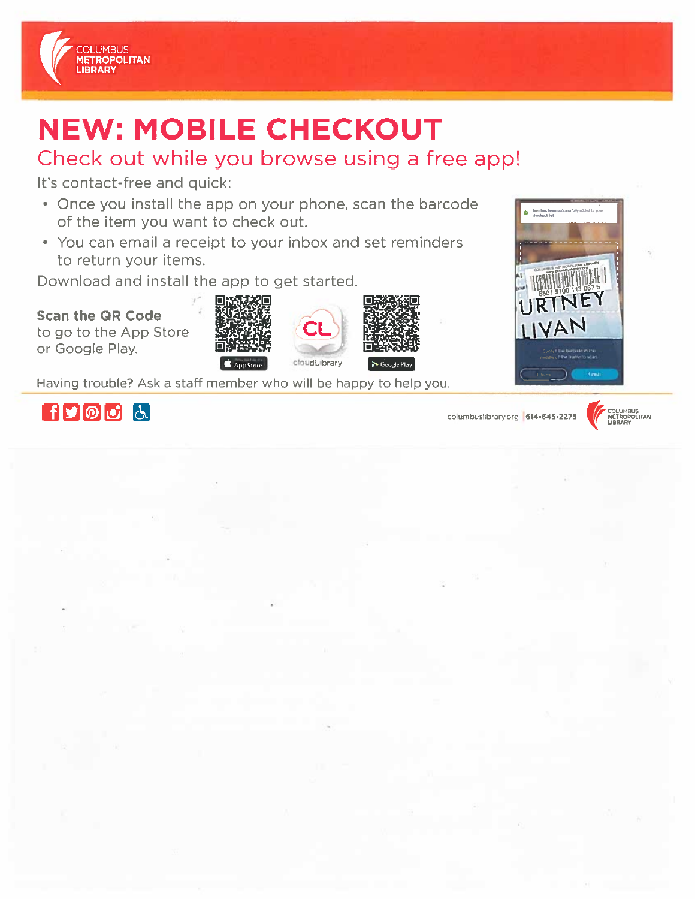COLUMBUS METROPOLITAN LIBRARY

# NEW: MOBILE CHECKOUT

## Check out while you browse using a free app!

It's contact-free and quick:

- Once you install the app on your phone, scan the barcode of the item you want to check out.
- You can email a receipt to your inbox and set reminders to return your items.

Download and install the app to get started.

**Scan the QR Code** to go to the App Store or Google Play.

App Store | cloudLibrary | Google Play

Having trouble? Ask a staff member who will be happy to help you.

columbuslibrary.org | 614-645-2275

COLUMBUS METROPOLITAN LIBRARY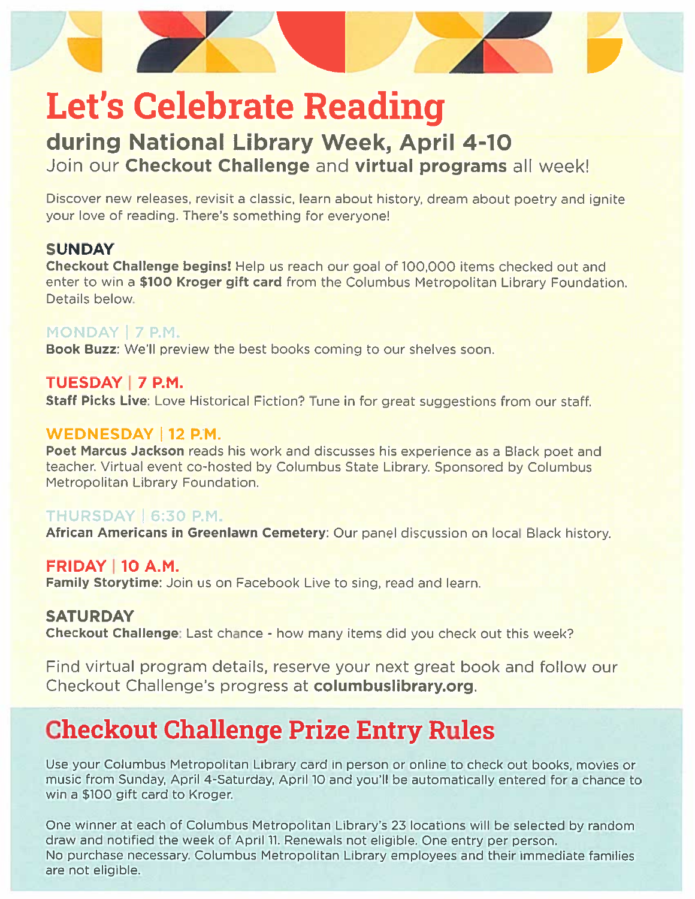# Let's Celebrate Reading

## during National Library Week, April 4-10

Join our **Checkout Challenge** and **virtual programs** all week!

Discover new releases, revisit a classic, learn about history, dream about poetry and ignite your love of reading. There's something for everyone!

### SUNDAY

**Checkout Challenge begins!** Help us reach our goal of 100,000 items checked out and enter to win a **$100 Kroger gift card** from the Columbus Metropolitan Library Foundation. Details below.

### MONDAY | 7 P.M.

**Book Buzz**: We'll preview the best books coming to our shelves soon.

### TUESDAY | 7 P.M.

**Staff Picks Live**: Love Historical Fiction? Tune in for great suggestions from our staff.

### WEDNESDAY | 12 P.M.

**Poet Marcus Jackson** reads his work and discusses his experience as a Black poet and teacher. Virtual event co-hosted by Columbus State Library. Sponsored by Columbus Metropolitan Library Foundation.

### THURSDAY | 6:30 P.M.

**African Americans in Greenlawn Cemetery**: Our panel discussion on local Black history.

### FRIDAY | 10 A.M.

**Family Storytime**: Join us on Facebook Live to sing, read and learn.

### SATURDAY

**Checkout Challenge**: Last chance - how many items did you check out this week?

Find virtual program details, reserve your next great book and follow our Checkout Challenge's progress at **columbuslibrary.org**.

## Checkout Challenge Prize Entry Rules

Use your Columbus Metropolitan Library card in person or online to check out books, movies or music from Sunday, April 4-Saturday, April 10 and you'll be automatically entered for a chance to win a $100 gift card to Kroger.

One winner at each of Columbus Metropolitan Library's 23 locations will be selected by random draw and notified the week of April 11. Renewals not eligible. One entry per person. No purchase necessary. Columbus Metropolitan Library employees and their immediate families are not eligible.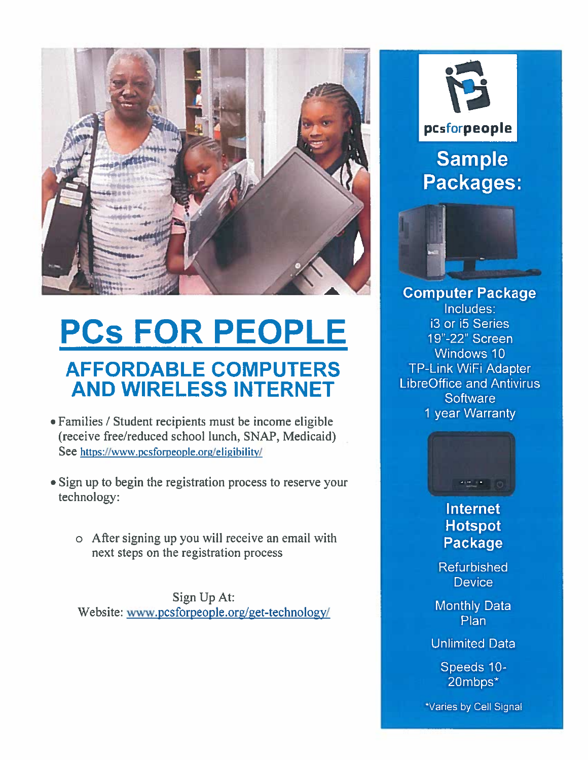# PCs FOR PEOPLE

## AFFORDABLE COMPUTERS AND WIRELESS INTERNET

- Families / Student recipients must be income eligible (receive free/reduced school lunch, SNAP, Medicaid) See https://www.pcsforpeople.org/eligibility/

- Sign up to begin the registration process to reserve your technology:

    - After signing up you will receive an email with next steps on the registration process

Sign Up At:
Website: www.pcsforpeople.org/get-technology/

pcsforpeople

## Sample Packages:

### Computer Package

Includes:
i3 or i5 Series
19"-22" Screen
Windows 10
TP-Link WiFi Adapter
LibreOffice and Antivirus Software
1 year Warranty

### Internet Hotspot Package

Refurbished Device

Monthly Data Plan

Unlimited Data

Speeds 10-20mbps*

*Varies by Cell Signal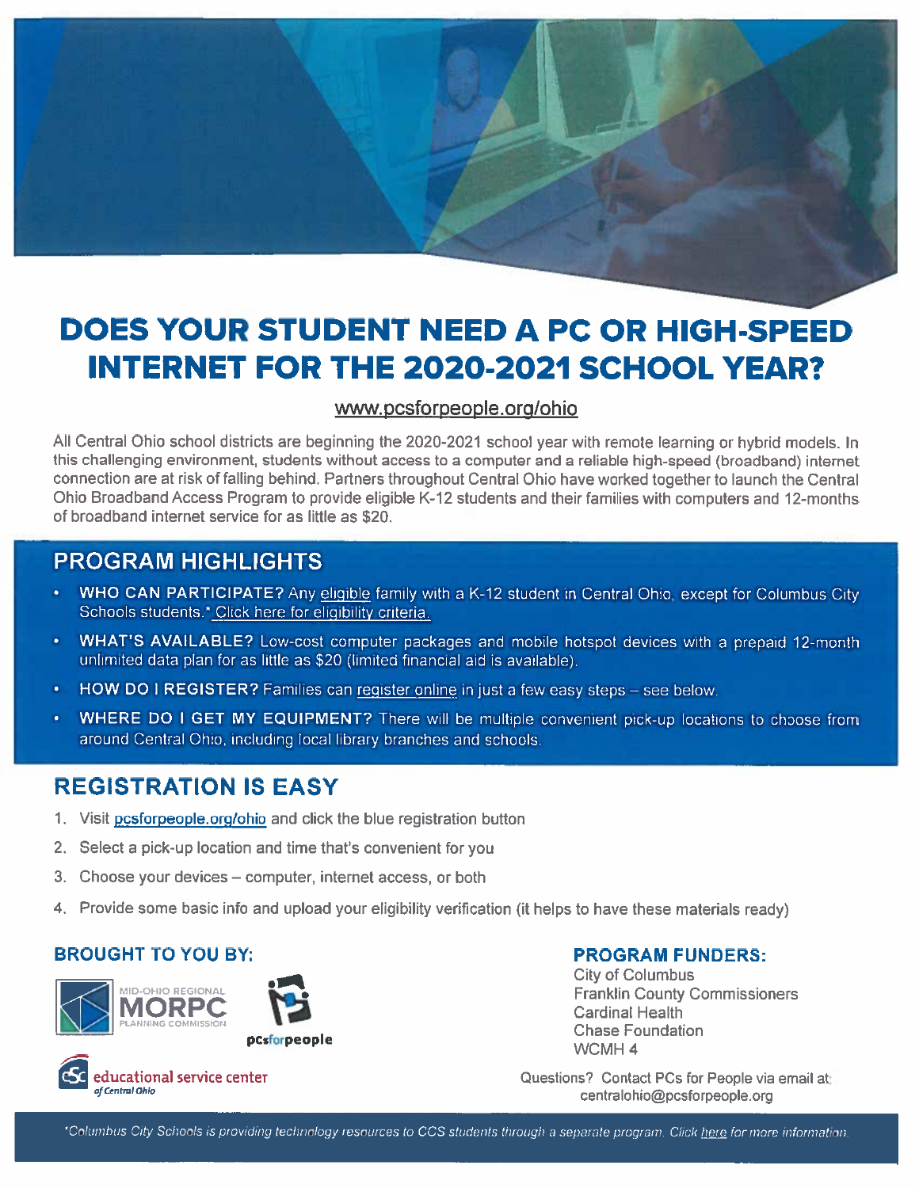# DOES YOUR STUDENT NEED A PC OR HIGH-SPEED INTERNET FOR THE 2020-2021 SCHOOL YEAR?

www.pcsforpeople.org/ohio

All Central Ohio school districts are beginning the 2020-2021 school year with remote learning or hybrid models. In this challenging environment, students without access to a computer and a reliable high-speed (broadband) internet connection are at risk of falling behind. Partners throughout Central Ohio have worked together to launch the Central Ohio Broadband Access Program to provide eligible K-12 students and their families with computers and 12-months of broadband internet service for as little as $20.

## PROGRAM HIGHLIGHTS

- **WHO CAN PARTICIPATE?** Any eligible family with a K-12 student in Central Ohio, except for Columbus City Schools students.* Click here for eligibility criteria.
- **WHAT'S AVAILABLE?** Low-cost computer packages and mobile hotspot devices with a prepaid 12-month unlimited data plan for as little as $20 (limited financial aid is available).
- **HOW DO I REGISTER?** Families can register online in just a few easy steps – see below.
- **WHERE DO I GET MY EQUIPMENT?** There will be multiple convenient pick-up locations to choose from around Central Ohio, including local library branches and schools.

## REGISTRATION IS EASY

1. Visit pcsforpeople.org/ohio and click the blue registration button
2. Select a pick-up location and time that's convenient for you
3. Choose your devices – computer, internet access, or both
4. Provide some basic info and upload your eligibility verification (it helps to have these materials ready)

### BROUGHT TO YOU BY:

MID-OHIO REGIONAL MORPC PLANNING COMMISSION

pcsforpeople

educational service center of Central Ohio

### PROGRAM FUNDERS:

City of Columbus
Franklin County Commissioners
Cardinal Health
Chase Foundation
WCMH 4

Questions? Contact PCs for People via email at: centralohio@pcsforpeople.org

*Columbus City Schools is providing technology resources to CCS students through a separate program. Click here for more information.